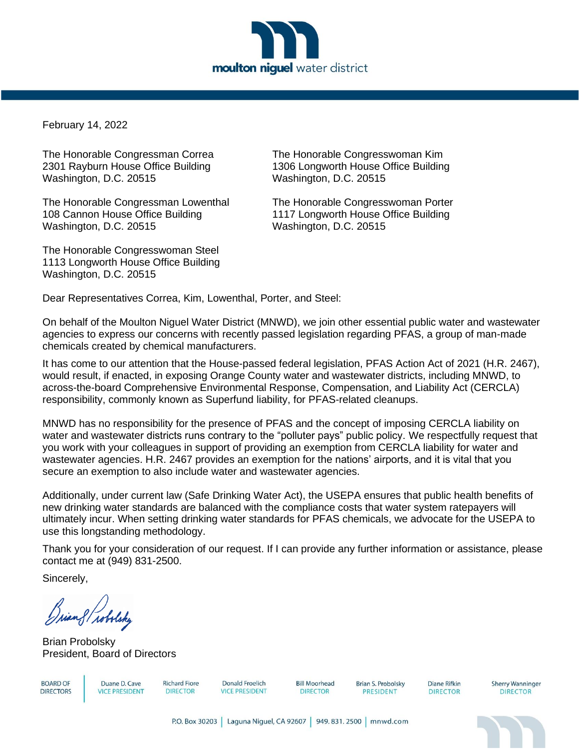moulton niguel water district

February 14, 2022

The Honorable Congressman Correa
2301 Rayburn House Office Building
Washington, D.C. 20515

The Honorable Congresswoman Kim
1306 Longworth House Office Building
Washington, D.C. 20515

The Honorable Congressman Lowenthal
108 Cannon House Office Building
Washington, D.C. 20515

The Honorable Congresswoman Porter
1117 Longworth House Office Building
Washington, D.C. 20515

The Honorable Congresswoman Steel
1113 Longworth House Office Building
Washington, D.C. 20515

Dear Representatives Correa, Kim, Lowenthal, Porter, and Steel:

On behalf of the Moulton Niguel Water District (MNWD), we join other essential public water and wastewater agencies to express our concerns with recently passed legislation regarding PFAS, a group of man-made chemicals created by chemical manufacturers.

It has come to our attention that the House-passed federal legislation, PFAS Action Act of 2021 (H.R. 2467), would result, if enacted, in exposing Orange County water and wastewater districts, including MNWD, to across-the-board Comprehensive Environmental Response, Compensation, and Liability Act (CERCLA) responsibility, commonly known as Superfund liability, for PFAS-related cleanups.

MNWD has no responsibility for the presence of PFAS and the concept of imposing CERCLA liability on water and wastewater districts runs contrary to the "polluter pays" public policy. We respectfully request that you work with your colleagues in support of providing an exemption from CERCLA liability for water and wastewater agencies. H.R. 2467 provides an exemption for the nations' airports, and it is vital that you secure an exemption to also include water and wastewater agencies.

Additionally, under current law (Safe Drinking Water Act), the USEPA ensures that public health benefits of new drinking water standards are balanced with the compliance costs that water system ratepayers will ultimately incur. When setting drinking water standards for PFAS chemicals, we advocate for the USEPA to use this longstanding methodology.

Thank you for your consideration of our request. If I can provide any further information or assistance, please contact me at (949) 831-2500.

Sincerely,

Brian Probolsky
President, Board of Directors

BOARD OF DIRECTORS | Duane D. Cave, VICE PRESIDENT | Richard Fiore, DIRECTOR | Donald Froelich, VICE PRESIDENT | Bill Moorhead, DIRECTOR | Brian S. Probolsky, PRESIDENT | Diane Rifkin, DIRECTOR | Sherry Wanninger, DIRECTOR

P.O. Box 30203 | Laguna Niguel, CA 92607 | 949. 831. 2500 | mnwd.com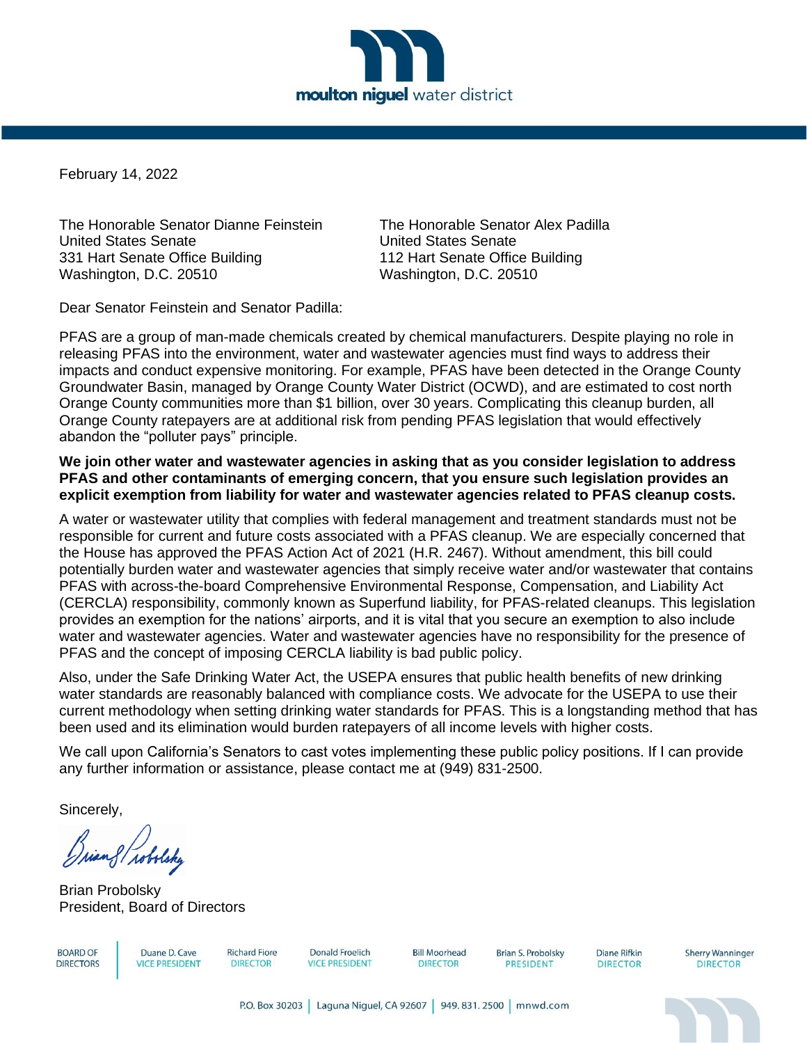moulton niguel water district

February 14, 2022

The Honorable Senator Dianne Feinstein
United States Senate
331 Hart Senate Office Building
Washington, D.C. 20510

The Honorable Senator Alex Padilla
United States Senate
112 Hart Senate Office Building
Washington, D.C. 20510

Dear Senator Feinstein and Senator Padilla:

PFAS are a group of man-made chemicals created by chemical manufacturers. Despite playing no role in releasing PFAS into the environment, water and wastewater agencies must find ways to address their impacts and conduct expensive monitoring. For example, PFAS have been detected in the Orange County Groundwater Basin, managed by Orange County Water District (OCWD), and are estimated to cost north Orange County communities more than $1 billion, over 30 years. Complicating this cleanup burden, all Orange County ratepayers are at additional risk from pending PFAS legislation that would effectively abandon the "polluter pays" principle.

**We join other water and wastewater agencies in asking that as you consider legislation to address PFAS and other contaminants of emerging concern, that you ensure such legislation provides an explicit exemption from liability for water and wastewater agencies related to PFAS cleanup costs.**

A water or wastewater utility that complies with federal management and treatment standards must not be responsible for current and future costs associated with a PFAS cleanup. We are especially concerned that the House has approved the PFAS Action Act of 2021 (H.R. 2467). Without amendment, this bill could potentially burden water and wastewater agencies that simply receive water and/or wastewater that contains PFAS with across-the-board Comprehensive Environmental Response, Compensation, and Liability Act (CERCLA) responsibility, commonly known as Superfund liability, for PFAS-related cleanups. This legislation provides an exemption for the nations' airports, and it is vital that you secure an exemption to also include water and wastewater agencies. Water and wastewater agencies have no responsibility for the presence of PFAS and the concept of imposing CERCLA liability is bad public policy.

Also, under the Safe Drinking Water Act, the USEPA ensures that public health benefits of new drinking water standards are reasonably balanced with compliance costs. We advocate for the USEPA to use their current methodology when setting drinking water standards for PFAS. This is a longstanding method that has been used and its elimination would burden ratepayers of all income levels with higher costs.

We call upon California's Senators to cast votes implementing these public policy positions. If I can provide any further information or assistance, please contact me at (949) 831-2500.

Sincerely,

Brian Probolsky
President, Board of Directors

BOARD OF DIRECTORS: Duane D. Cave, Vice President | Richard Fiore, Director | Donald Froelich, Vice President | Bill Moorhead, Director | Brian S. Probolsky, President | Diane Rifkin, Director | Sherry Wanninger, Director

P.O. Box 30203 | Laguna Niguel, CA 92607 | 949. 831. 2500 | mnwd.com